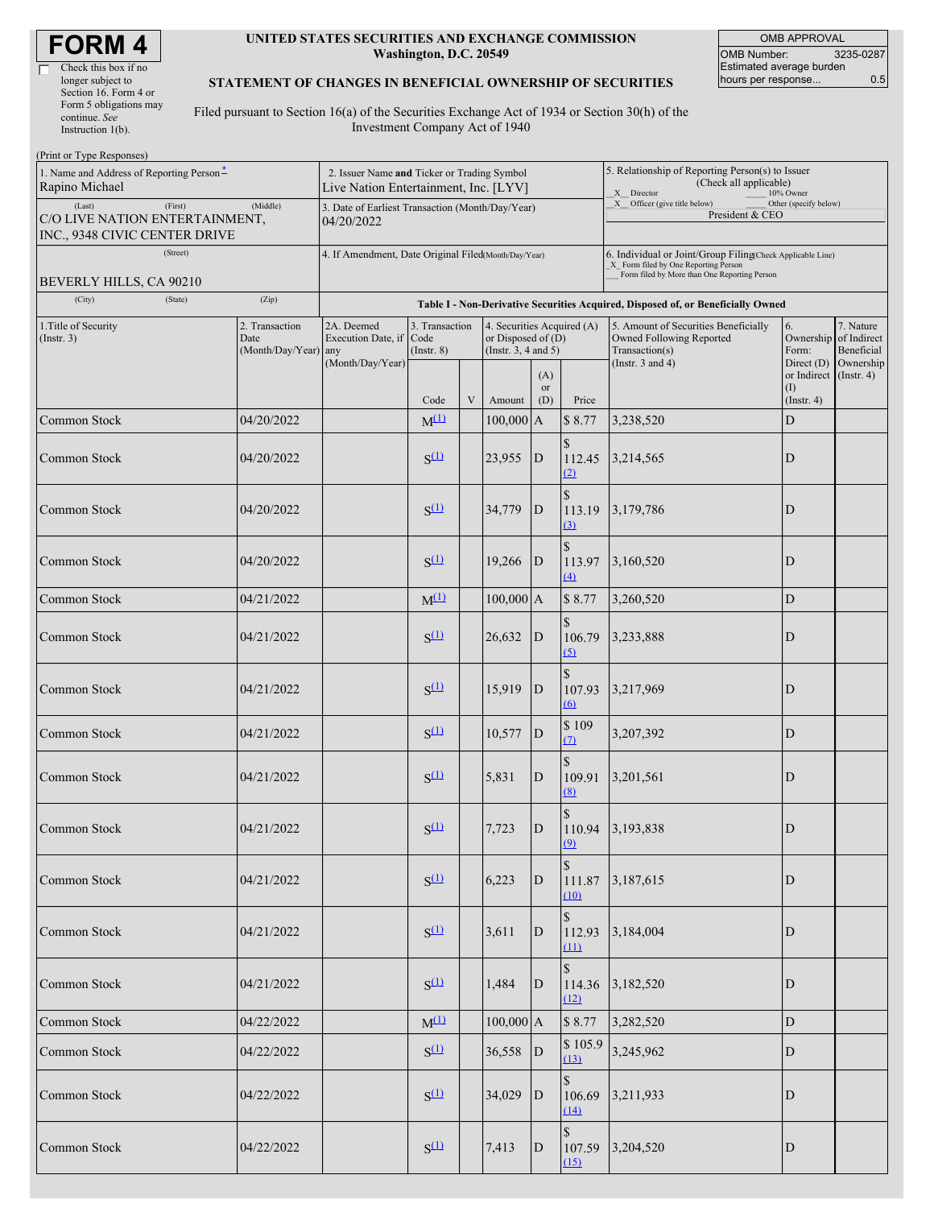# FORM 4

☐ Check this box if no longer subject to Section 16. Form 4 or Form 5 obligations may continue. *See* Instruction 1(b).

**UNITED STATES SECURITIES AND EXCHANGE COMMISSION**
**Washington, D.C. 20549**

**STATEMENT OF CHANGES IN BENEFICIAL OWNERSHIP OF SECURITIES**

Filed pursuant to Section 16(a) of the Securities Exchange Act of 1934 or Section 30(h) of the Investment Company Act of 1940

| OMB APPROVAL | |
|---|---|
| OMB Number: | 3235-0287 |
| Estimated average burden hours per response... | 0.5 |

(Print or Type Responses)

1. Name and Address of Reporting Person*
Rapino Michael
(Last) (First) (Middle)
C/O LIVE NATION ENTERTAINMENT, INC., 9348 CIVIC CENTER DRIVE
(Street)
BEVERLY HILLS, CA 90210
(City) (State) (Zip)

2. Issuer Name **and** Ticker or Trading Symbol
Live Nation Entertainment, Inc. [LYV]

3. Date of Earliest Transaction (Month/Day/Year)
04/20/2022

4. If Amendment, Date Original Filed (Month/Day/Year)

5. Relationship of Reporting Person(s) to Issuer (Check all applicable)
_X_ Director ___ 10% Owner
_X_ Officer (give title below) ___ Other (specify below)
President & CEO

6. Individual or Joint/Group Filing (Check Applicable Line)
_X_ Form filed by One Reporting Person
___ Form filed by More than One Reporting Person

**Table I - Non-Derivative Securities Acquired, Disposed of, or Beneficially Owned**

| 1.Title of Security (Instr. 3) | 2. Transaction Date (Month/Day/Year) | 2A. Deemed Execution Date, if any (Month/Day/Year) | 3. Transaction Code (Instr. 8) Code | V | 4. Securities Acquired (A) or Disposed of (D) (Instr. 3, 4 and 5) Amount | (A) or (D) | Price | 5. Amount of Securities Beneficially Owned Following Reported Transaction(s) (Instr. 3 and 4) | 6. Ownership Form: Direct (D) or Indirect (I) (Instr. 4) | 7. Nature of Indirect Beneficial Ownership (Instr. 4) |
|---|---|---|---|---|---|---|---|---|---|---|
| Common Stock | 04/20/2022 | | M(1) | | 100,000 | A | $ 8.77 | 3,238,520 | D | |
| Common Stock | 04/20/2022 | | S(1) | | 23,955 | D | $ 112.45 (2) | 3,214,565 | D | |
| Common Stock | 04/20/2022 | | S(1) | | 34,779 | D | $ 113.19 (3) | 3,179,786 | D | |
| Common Stock | 04/20/2022 | | S(1) | | 19,266 | D | $ 113.97 (4) | 3,160,520 | D | |
| Common Stock | 04/21/2022 | | M(1) | | 100,000 | A | $ 8.77 | 3,260,520 | D | |
| Common Stock | 04/21/2022 | | S(1) | | 26,632 | D | $ 106.79 (5) | 3,233,888 | D | |
| Common Stock | 04/21/2022 | | S(1) | | 15,919 | D | $ 107.93 (6) | 3,217,969 | D | |
| Common Stock | 04/21/2022 | | S(1) | | 10,577 | D | $ 109 (7) | 3,207,392 | D | |
| Common Stock | 04/21/2022 | | S(1) | | 5,831 | D | $ 109.91 (8) | 3,201,561 | D | |
| Common Stock | 04/21/2022 | | S(1) | | 7,723 | D | $ 110.94 (9) | 3,193,838 | D | |
| Common Stock | 04/21/2022 | | S(1) | | 6,223 | D | $ 111.87 (10) | 3,187,615 | D | |
| Common Stock | 04/21/2022 | | S(1) | | 3,611 | D | $ 112.93 (11) | 3,184,004 | D | |
| Common Stock | 04/21/2022 | | S(1) | | 1,484 | D | $ 114.36 (12) | 3,182,520 | D | |
| Common Stock | 04/22/2022 | | M(1) | | 100,000 | A | $ 8.77 | 3,282,520 | D | |
| Common Stock | 04/22/2022 | | S(1) | | 36,558 | D | $ 105.9 (13) | 3,245,962 | D | |
| Common Stock | 04/22/2022 | | S(1) | | 34,029 | D | $ 106.69 (14) | 3,211,933 | D | |
| Common Stock | 04/22/2022 | | S(1) | | 7,413 | D | $ 107.59 (15) | 3,204,520 | D | |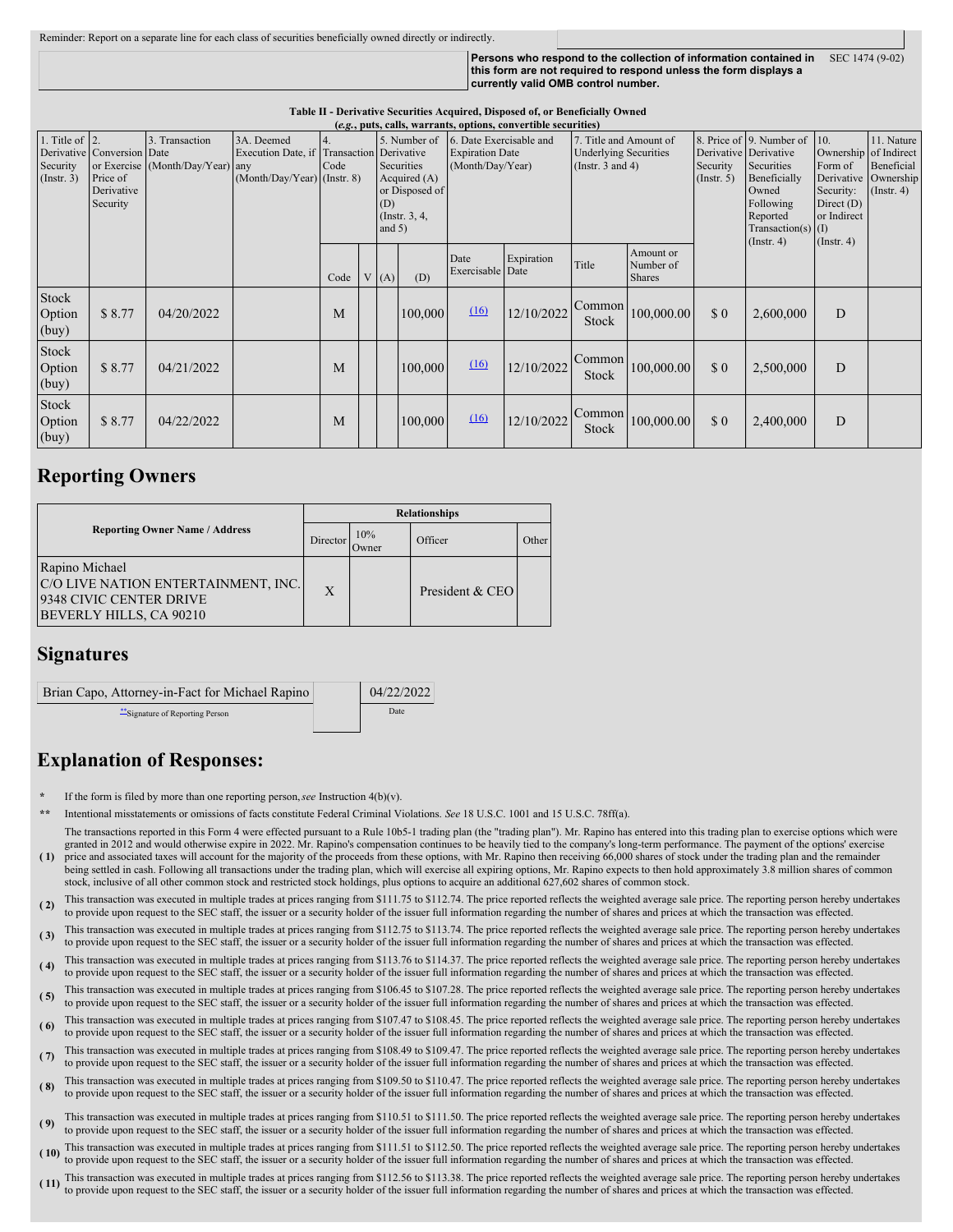Reminder: Report on a separate line for each class of securities beneficially owned directly or indirectly.

**Persons who respond to the collection of information contained in this form are not required to respond unless the form displays a currently valid OMB control number.** SEC 1474 (9-02)

**Table II - Derivative Securities Acquired, Disposed of, or Beneficially Owned**
***(e.g., puts, calls, warrants, options, convertible securities)***

| 1. Title of Derivative Security (Instr. 3) | 2. Conversion or Exercise Price of Derivative Security | 3. Transaction Date (Month/Day/Year) | 3A. Deemed Execution Date, if any (Month/Day/Year) | 4. Transaction Code (Instr. 8) | | 5. Number of Derivative Securities Acquired (A) or Disposed of (D) (Instr. 3, 4, and 5) | | 6. Date Exercisable and Expiration Date (Month/Day/Year) | | 7. Title and Amount of Underlying Securities (Instr. 3 and 4) | | 8. Price of Derivative Security (Instr. 5) | 9. Number of Derivative Securities Beneficially Owned Following Reported Transaction(s) (Instr. 4) | 10. Ownership Form of Derivative Security: Direct (D) or Indirect (I) (Instr. 4) | 11. Nature of Indirect Beneficial Ownership (Instr. 4) |
|---|---|---|---|---|---|---|---|---|---|---|---|---|---|---|---|
| | | | | Code | V | (A) | (D) | Date Exercisable | Expiration Date | Title | Amount or Number of Shares | | | | |
| Stock Option (buy) | $ 8.77 | 04/20/2022 | | M | | | 100,000 | (16) | 12/10/2022 | Common Stock | 100,000.00 | $ 0 | 2,600,000 | D | |
| Stock Option (buy) | $ 8.77 | 04/21/2022 | | M | | | 100,000 | (16) | 12/10/2022 | Common Stock | 100,000.00 | $ 0 | 2,500,000 | D | |
| Stock Option (buy) | $ 8.77 | 04/22/2022 | | M | | | 100,000 | (16) | 12/10/2022 | Common Stock | 100,000.00 | $ 0 | 2,400,000 | D | |

## Reporting Owners

| Reporting Owner Name / Address | Relationships | | | |
|---|---|---|---|---|
| | Director | 10% Owner | Officer | Other |
| Rapino Michael<br>C/O LIVE NATION ENTERTAINMENT, INC.<br>9348 CIVIC CENTER DRIVE<br>BEVERLY HILLS, CA 90210 | X | | President & CEO | |

## Signatures

| Brian Capo, Attorney-in-Fact for Michael Rapino | | 04/22/2022 |
|---|---|---|
| **Signature of Reporting Person | | Date |

## Explanation of Responses:

- \* If the form is filed by more than one reporting person, *see* Instruction 4(b)(v).
- \*\* Intentional misstatements or omissions of facts constitute Federal Criminal Violations. *See* 18 U.S.C. 1001 and 15 U.S.C. 78ff(a).
- ( 1) The transactions reported in this Form 4 were effected pursuant to a Rule 10b5-1 trading plan (the "trading plan"). Mr. Rapino has entered into this trading plan to exercise options which were granted in 2012 and would otherwise expire in 2022. Mr. Rapino's compensation continues to be heavily tied to the company's long-term performance. The payment of the options' exercise price and associated taxes will account for the majority of the proceeds from these options, with Mr. Rapino then receiving 66,000 shares of stock under the trading plan and the remainder being settled in cash. Following all transactions under the trading plan, which will exercise all expiring options, Mr. Rapino expects to then hold approximately 3.8 million shares of common stock, inclusive of all other common stock and restricted stock holdings, plus options to acquire an additional 627,602 shares of common stock.
- ( 2) This transaction was executed in multiple trades at prices ranging from $111.75 to $112.74. The price reported reflects the weighted average sale price. The reporting person hereby undertakes to provide upon request to the SEC staff, the issuer or a security holder of the issuer full information regarding the number of shares and prices at which the transaction was effected.
- ( 3) This transaction was executed in multiple trades at prices ranging from $112.75 to $113.74. The price reported reflects the weighted average sale price. The reporting person hereby undertakes to provide upon request to the SEC staff, the issuer or a security holder of the issuer full information regarding the number of shares and prices at which the transaction was effected.
- ( 4) This transaction was executed in multiple trades at prices ranging from $113.76 to $114.37. The price reported reflects the weighted average sale price. The reporting person hereby undertakes to provide upon request to the SEC staff, the issuer or a security holder of the issuer full information regarding the number of shares and prices at which the transaction was effected.
- ( 5) This transaction was executed in multiple trades at prices ranging from $106.45 to $107.28. The price reported reflects the weighted average sale price. The reporting person hereby undertakes to provide upon request to the SEC staff, the issuer or a security holder of the issuer full information regarding the number of shares and prices at which the transaction was effected.
- ( 6) This transaction was executed in multiple trades at prices ranging from $107.47 to $108.45. The price reported reflects the weighted average sale price. The reporting person hereby undertakes to provide upon request to the SEC staff, the issuer or a security holder of the issuer full information regarding the number of shares and prices at which the transaction was effected.
- ( 7) This transaction was executed in multiple trades at prices ranging from $108.49 to $109.47. The price reported reflects the weighted average sale price. The reporting person hereby undertakes to provide upon request to the SEC staff, the issuer or a security holder of the issuer full information regarding the number of shares and prices at which the transaction was effected.
- ( 8) This transaction was executed in multiple trades at prices ranging from $109.50 to $110.47. The price reported reflects the weighted average sale price. The reporting person hereby undertakes to provide upon request to the SEC staff, the issuer or a security holder of the issuer full information regarding the number of shares and prices at which the transaction was effected.
- ( 9) This transaction was executed in multiple trades at prices ranging from $110.51 to $111.50. The price reported reflects the weighted average sale price. The reporting person hereby undertakes to provide upon request to the SEC staff, the issuer or a security holder of the issuer full information regarding the number of shares and prices at which the transaction was effected.
- ( 10) This transaction was executed in multiple trades at prices ranging from $111.51 to $112.50. The price reported reflects the weighted average sale price. The reporting person hereby undertakes to provide upon request to the SEC staff, the issuer or a security holder of the issuer full information regarding the number of shares and prices at which the transaction was effected.
- ( 11) This transaction was executed in multiple trades at prices ranging from $112.56 to $113.38. The price reported reflects the weighted average sale price. The reporting person hereby undertakes to provide upon request to the SEC staff, the issuer or a security holder of the issuer full information regarding the number of shares and prices at which the transaction was effected.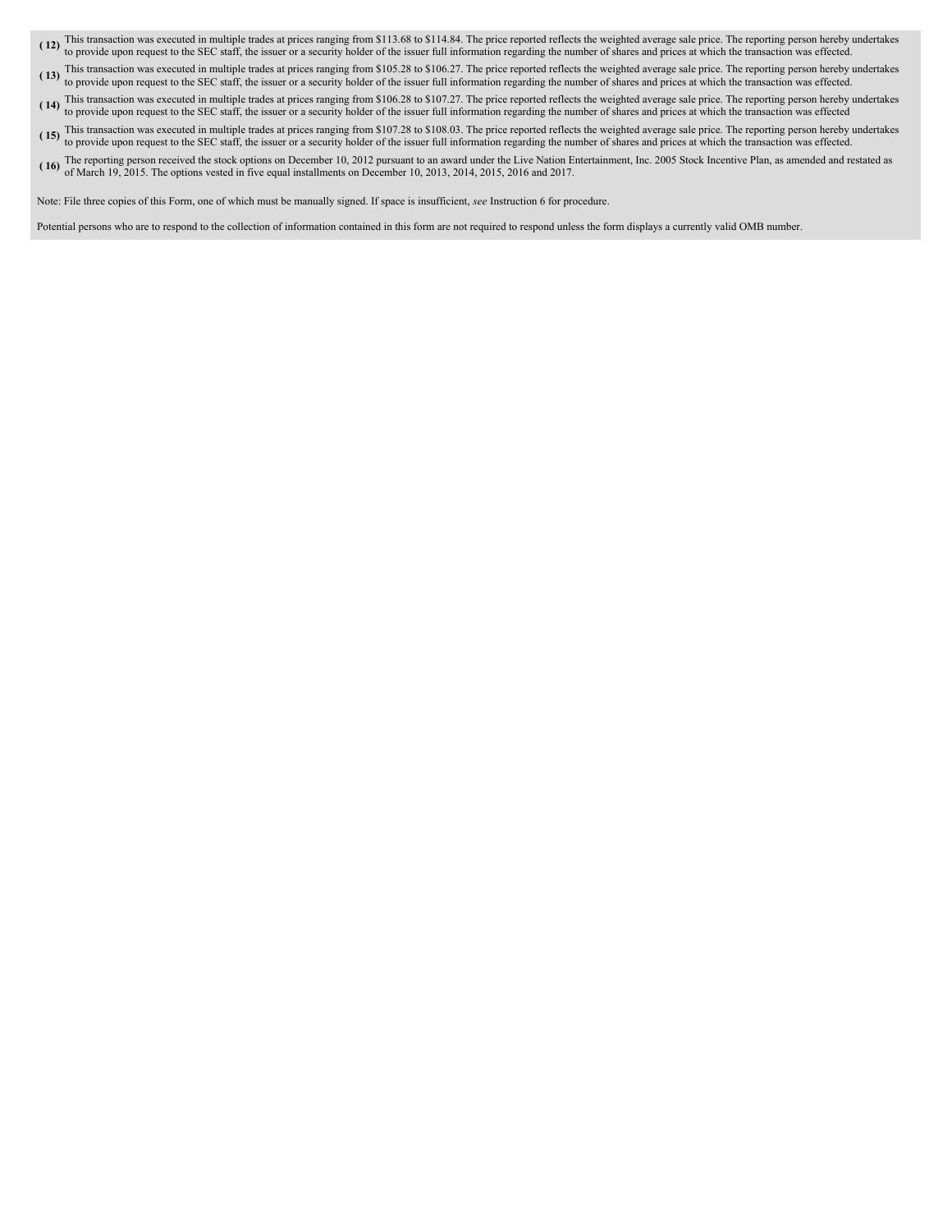**( 12)** This transaction was executed in multiple trades at prices ranging from $113.68 to $114.84. The price reported reflects the weighted average sale price. The reporting person hereby undertakes to provide upon request to the SEC staff, the issuer or a security holder of the issuer full information regarding the number of shares and prices at which the transaction was effected.

**( 13)** This transaction was executed in multiple trades at prices ranging from $105.28 to $106.27. The price reported reflects the weighted average sale price. The reporting person hereby undertakes to provide upon request to the SEC staff, the issuer or a security holder of the issuer full information regarding the number of shares and prices at which the transaction was effected.

**( 14)** This transaction was executed in multiple trades at prices ranging from $106.28 to $107.27. The price reported reflects the weighted average sale price. The reporting person hereby undertakes to provide upon request to the SEC staff, the issuer or a security holder of the issuer full information regarding the number of shares and prices at which the transaction was effected

**( 15)** This transaction was executed in multiple trades at prices ranging from $107.28 to $108.03. The price reported reflects the weighted average sale price. The reporting person hereby undertakes to provide upon request to the SEC staff, the issuer or a security holder of the issuer full information regarding the number of shares and prices at which the transaction was effected.

**( 16)** The reporting person received the stock options on December 10, 2012 pursuant to an award under the Live Nation Entertainment, Inc. 2005 Stock Incentive Plan, as amended and restated as of March 19, 2015. The options vested in five equal installments on December 10, 2013, 2014, 2015, 2016 and 2017.

Note: File three copies of this Form, one of which must be manually signed. If space is insufficient, *see* Instruction 6 for procedure.

Potential persons who are to respond to the collection of information contained in this form are not required to respond unless the form displays a currently valid OMB number.